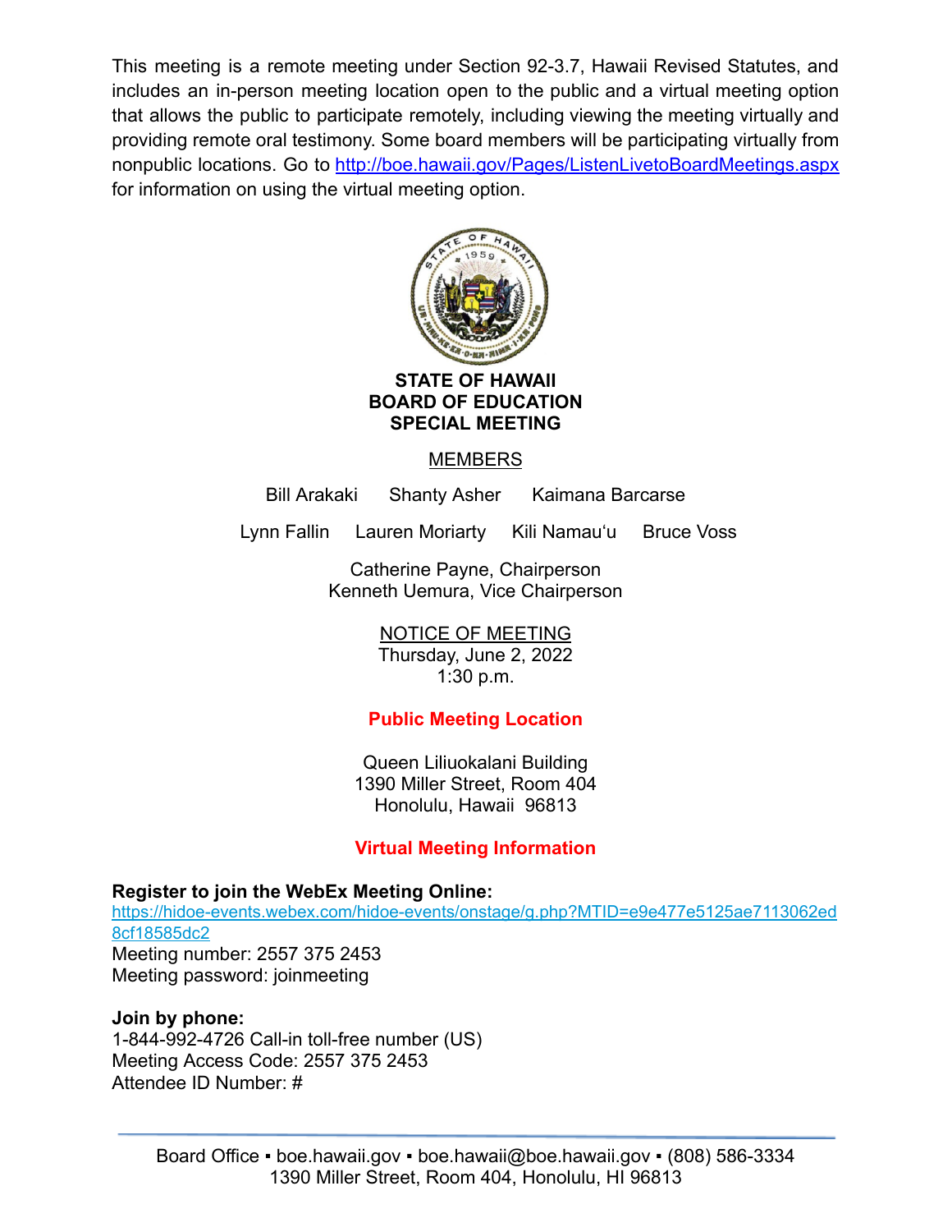This meeting is a remote meeting under Section 92-3.7, Hawaii Revised Statutes, and includes an in-person meeting location open to the public and a virtual meeting option that allows the public to participate remotely, including viewing the meeting virtually and providing remote oral testimony. Some board members will be participating virtually from nonpublic locations. Go to http://boe.hawaii.gov/Pages/ListenLivetoBoardMeetings.aspx for information on using the virtual meeting option.

# STATE OF HAWAII
# BOARD OF EDUCATION
# SPECIAL MEETING

MEMBERS

Bill Arakaki Shanty Asher Kaimana Barcarse

Lynn Fallin Lauren Moriarty Kili Namauʻu Bruce Voss

Catherine Payne, Chairperson
Kenneth Uemura, Vice Chairperson

NOTICE OF MEETING
Thursday, June 2, 2022
1:30 p.m.

**Public Meeting Location**

Queen Liliuokalani Building
1390 Miller Street, Room 404
Honolulu, Hawaii 96813

**Virtual Meeting Information**

**Register to join the WebEx Meeting Online:**
https://hidoe-events.webex.com/hidoe-events/onstage/g.php?MTID=e9e477e5125ae7113062ed8cf18585dc2
Meeting number: 2557 375 2453
Meeting password: joinmeeting

**Join by phone:**
1-844-992-4726 Call-in toll-free number (US)
Meeting Access Code: 2557 375 2453
Attendee ID Number: #

Board Office ▪ boe.hawaii.gov ▪ boe.hawaii@boe.hawaii.gov ▪ (808) 586-3334
1390 Miller Street, Room 404, Honolulu, HI 96813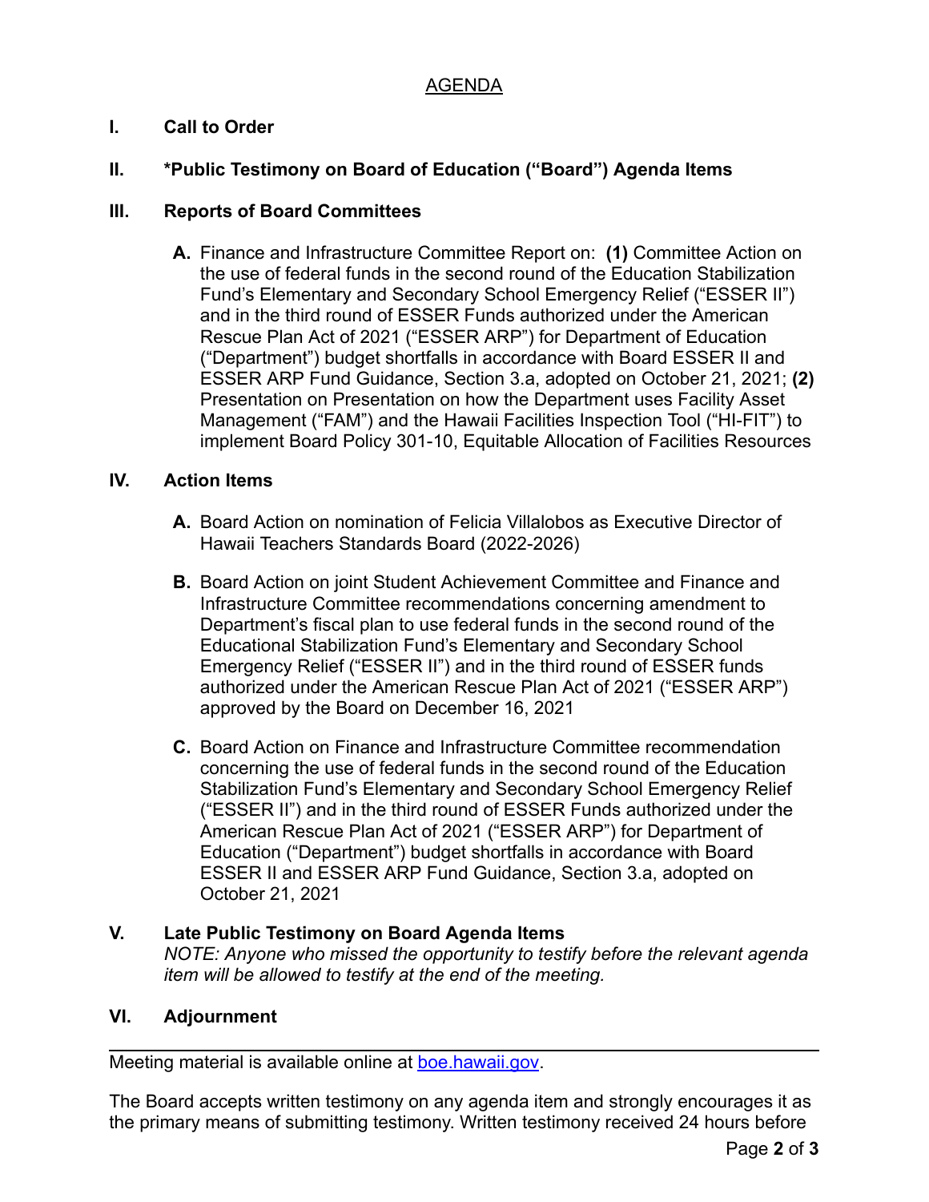## AGENDA

**I. Call to Order**

**II. \*Public Testimony on Board of Education ("Board") Agenda Items**

**III. Reports of Board Committees**

**A.** Finance and Infrastructure Committee Report on: **(1)** Committee Action on the use of federal funds in the second round of the Education Stabilization Fund's Elementary and Secondary School Emergency Relief ("ESSER II") and in the third round of ESSER Funds authorized under the American Rescue Plan Act of 2021 ("ESSER ARP") for Department of Education ("Department") budget shortfalls in accordance with Board ESSER II and ESSER ARP Fund Guidance, Section 3.a, adopted on October 21, 2021; **(2)** Presentation on Presentation on how the Department uses Facility Asset Management ("FAM") and the Hawaii Facilities Inspection Tool ("HI-FIT") to implement Board Policy 301-10, Equitable Allocation of Facilities Resources

**IV. Action Items**

**A.** Board Action on nomination of Felicia Villalobos as Executive Director of Hawaii Teachers Standards Board (2022-2026)

**B.** Board Action on joint Student Achievement Committee and Finance and Infrastructure Committee recommendations concerning amendment to Department's fiscal plan to use federal funds in the second round of the Educational Stabilization Fund's Elementary and Secondary School Emergency Relief ("ESSER II") and in the third round of ESSER funds authorized under the American Rescue Plan Act of 2021 ("ESSER ARP") approved by the Board on December 16, 2021

**C.** Board Action on Finance and Infrastructure Committee recommendation concerning the use of federal funds in the second round of the Education Stabilization Fund's Elementary and Secondary School Emergency Relief ("ESSER II") and in the third round of ESSER Funds authorized under the American Rescue Plan Act of 2021 ("ESSER ARP") for Department of Education ("Department") budget shortfalls in accordance with Board ESSER II and ESSER ARP Fund Guidance, Section 3.a, adopted on October 21, 2021

**V. Late Public Testimony on Board Agenda Items**

*NOTE: Anyone who missed the opportunity to testify before the relevant agenda item will be allowed to testify at the end of the meeting.*

**VI. Adjournment**

---

Meeting material is available online at [boe.hawaii.gov](boe.hawaii.gov).

The Board accepts written testimony on any agenda item and strongly encourages it as the primary means of submitting testimony. Written testimony received 24 hours before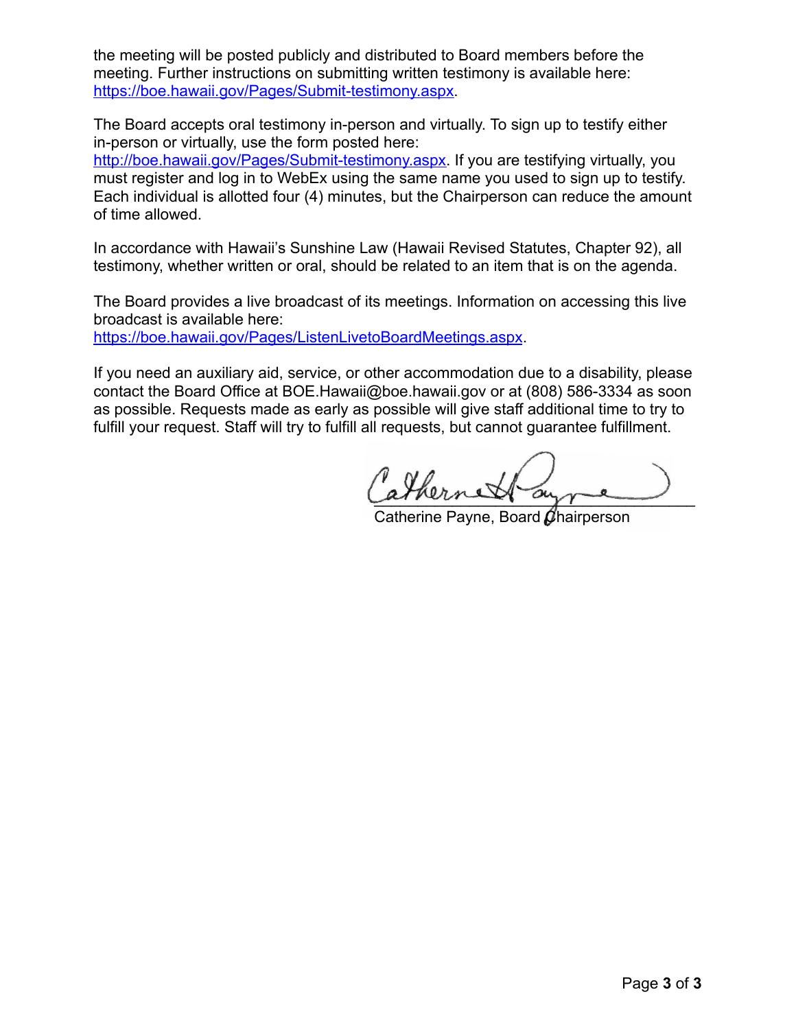the meeting will be posted publicly and distributed to Board members before the meeting. Further instructions on submitting written testimony is available here: https://boe.hawaii.gov/Pages/Submit-testimony.aspx.

The Board accepts oral testimony in-person and virtually. To sign up to testify either in-person or virtually, use the form posted here: http://boe.hawaii.gov/Pages/Submit-testimony.aspx. If you are testifying virtually, you must register and log in to WebEx using the same name you used to sign up to testify. Each individual is allotted four (4) minutes, but the Chairperson can reduce the amount of time allowed.

In accordance with Hawaii's Sunshine Law (Hawaii Revised Statutes, Chapter 92), all testimony, whether written or oral, should be related to an item that is on the agenda.

The Board provides a live broadcast of its meetings. Information on accessing this live broadcast is available here: https://boe.hawaii.gov/Pages/ListenLivetoBoardMeetings.aspx.

If you need an auxiliary aid, service, or other accommodation due to a disability, please contact the Board Office at BOE.Hawaii@boe.hawaii.gov or at (808) 586-3334 as soon as possible. Requests made as early as possible will give staff additional time to try to fulfill your request. Staff will try to fulfill all requests, but cannot guarantee fulfillment.

Catherine Payne, Board Chairperson